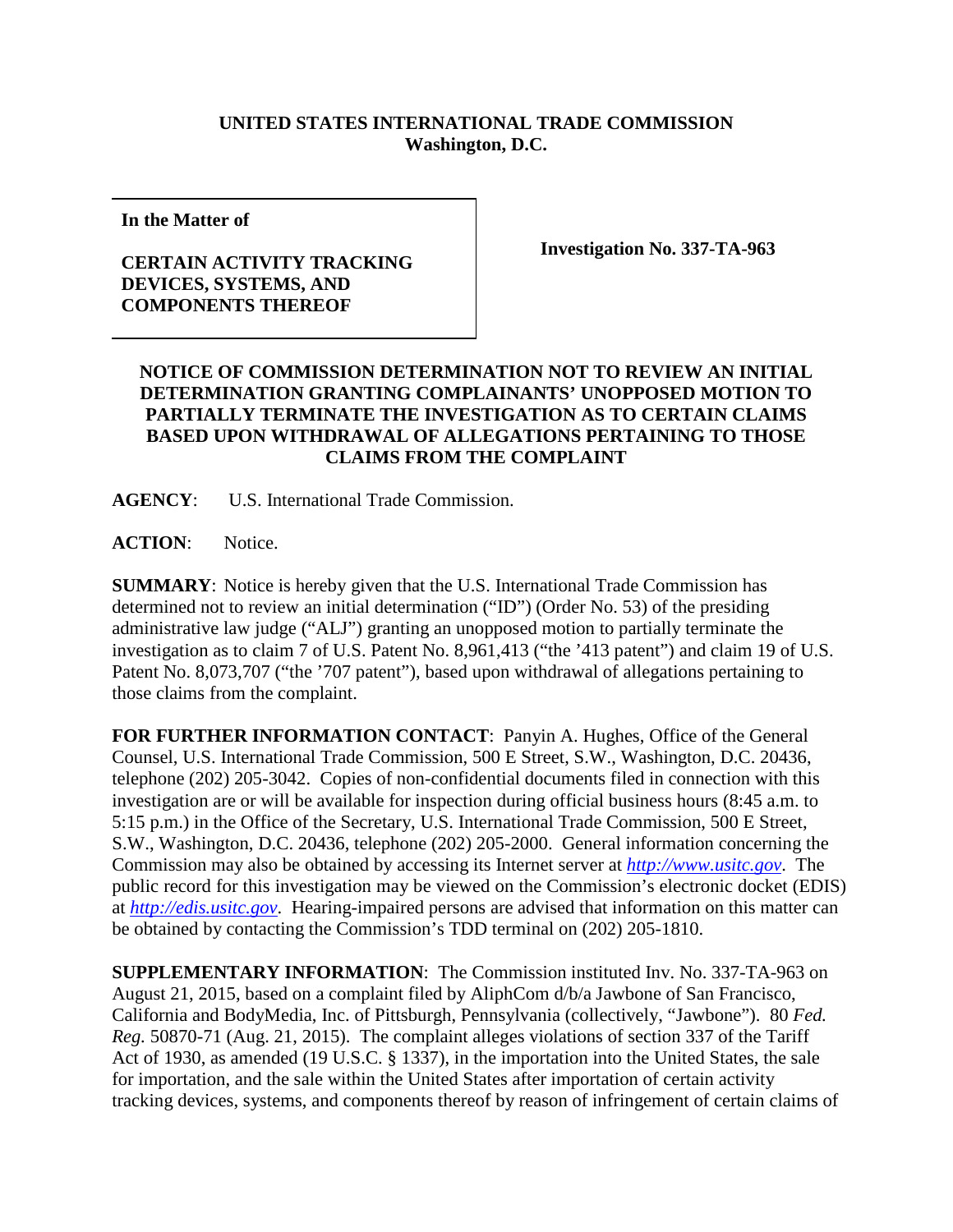**UNITED STATES INTERNATIONAL TRADE COMMISSION**
**Washington, D.C.**

| **In the Matter of**<br><br>**CERTAIN ACTIVITY TRACKING DEVICES, SYSTEMS, AND COMPONENTS THEREOF** | **Investigation No. 337-TA-963** |
|---|---|

**NOTICE OF COMMISSION DETERMINATION NOT TO REVIEW AN INITIAL DETERMINATION GRANTING COMPLAINANTS' UNOPPOSED MOTION TO PARTIALLY TERMINATE THE INVESTIGATION AS TO CERTAIN CLAIMS BASED UPON WITHDRAWAL OF ALLEGATIONS PERTAINING TO THOSE CLAIMS FROM THE COMPLAINT**

**AGENCY**: U.S. International Trade Commission.

**ACTION**: Notice.

**SUMMARY**: Notice is hereby given that the U.S. International Trade Commission has determined not to review an initial determination ("ID") (Order No. 53) of the presiding administrative law judge ("ALJ") granting an unopposed motion to partially terminate the investigation as to claim 7 of U.S. Patent No. 8,961,413 ("the '413 patent") and claim 19 of U.S. Patent No. 8,073,707 ("the '707 patent"), based upon withdrawal of allegations pertaining to those claims from the complaint.

**FOR FURTHER INFORMATION CONTACT**: Panyin A. Hughes, Office of the General Counsel, U.S. International Trade Commission, 500 E Street, S.W., Washington, D.C. 20436, telephone (202) 205-3042. Copies of non-confidential documents filed in connection with this investigation are or will be available for inspection during official business hours (8:45 a.m. to 5:15 p.m.) in the Office of the Secretary, U.S. International Trade Commission, 500 E Street, S.W., Washington, D.C. 20436, telephone (202) 205-2000. General information concerning the Commission may also be obtained by accessing its Internet server at *http://www.usitc.gov*. The public record for this investigation may be viewed on the Commission's electronic docket (EDIS) at *http://edis.usitc.gov*. Hearing-impaired persons are advised that information on this matter can be obtained by contacting the Commission's TDD terminal on (202) 205-1810.

**SUPPLEMENTARY INFORMATION**: The Commission instituted Inv. No. 337-TA-963 on August 21, 2015, based on a complaint filed by AliphCom d/b/a Jawbone of San Francisco, California and BodyMedia, Inc. of Pittsburgh, Pennsylvania (collectively, "Jawbone"). 80 *Fed. Reg.* 50870-71 (Aug. 21, 2015). The complaint alleges violations of section 337 of the Tariff Act of 1930, as amended (19 U.S.C. § 1337), in the importation into the United States, the sale for importation, and the sale within the United States after importation of certain activity tracking devices, systems, and components thereof by reason of infringement of certain claims of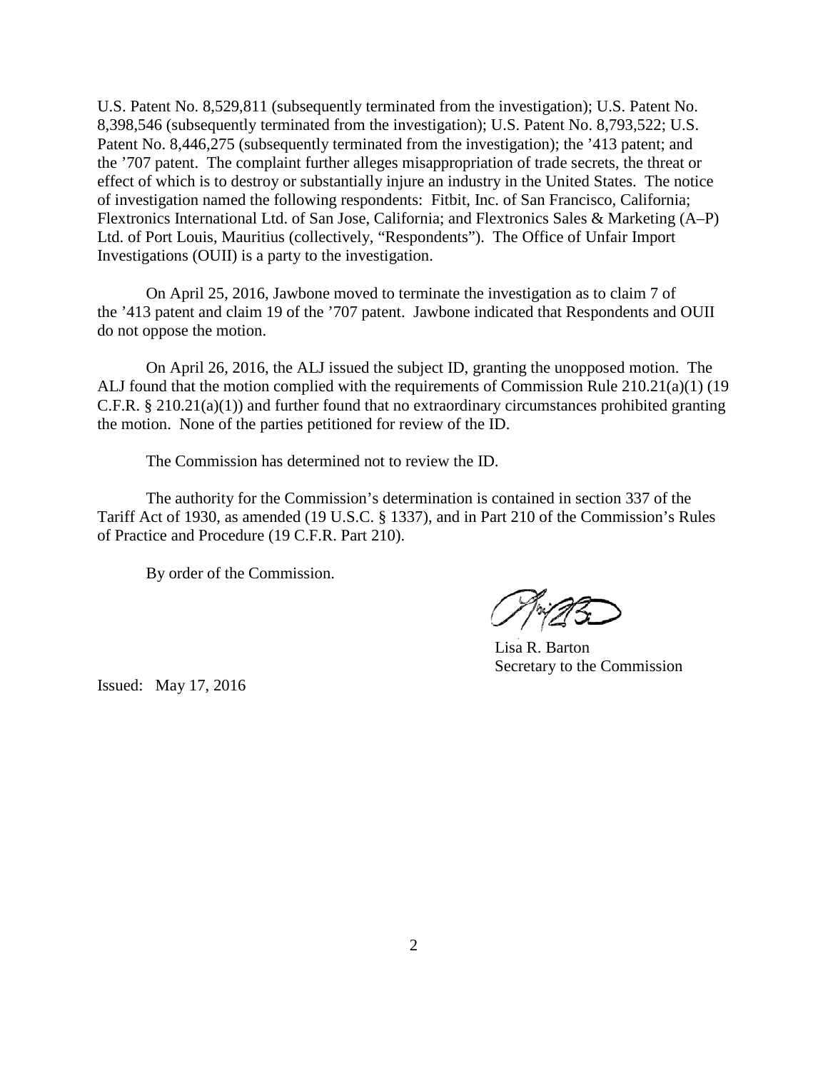U.S. Patent No. 8,529,811 (subsequently terminated from the investigation); U.S. Patent No. 8,398,546 (subsequently terminated from the investigation); U.S. Patent No. 8,793,522; U.S. Patent No. 8,446,275 (subsequently terminated from the investigation); the '413 patent; and the '707 patent. The complaint further alleges misappropriation of trade secrets, the threat or effect of which is to destroy or substantially injure an industry in the United States. The notice of investigation named the following respondents: Fitbit, Inc. of San Francisco, California; Flextronics International Ltd. of San Jose, California; and Flextronics Sales & Marketing (A–P) Ltd. of Port Louis, Mauritius (collectively, "Respondents"). The Office of Unfair Import Investigations (OUII) is a party to the investigation.

On April 25, 2016, Jawbone moved to terminate the investigation as to claim 7 of the '413 patent and claim 19 of the '707 patent. Jawbone indicated that Respondents and OUII do not oppose the motion.

On April 26, 2016, the ALJ issued the subject ID, granting the unopposed motion. The ALJ found that the motion complied with the requirements of Commission Rule 210.21(a)(1) (19 C.F.R. § 210.21(a)(1)) and further found that no extraordinary circumstances prohibited granting the motion. None of the parties petitioned for review of the ID.

The Commission has determined not to review the ID.

The authority for the Commission's determination is contained in section 337 of the Tariff Act of 1930, as amended (19 U.S.C. § 1337), and in Part 210 of the Commission's Rules of Practice and Procedure (19 C.F.R. Part 210).

By order of the Commission.

Lisa R. Barton
Secretary to the Commission

Issued: May 17, 2016